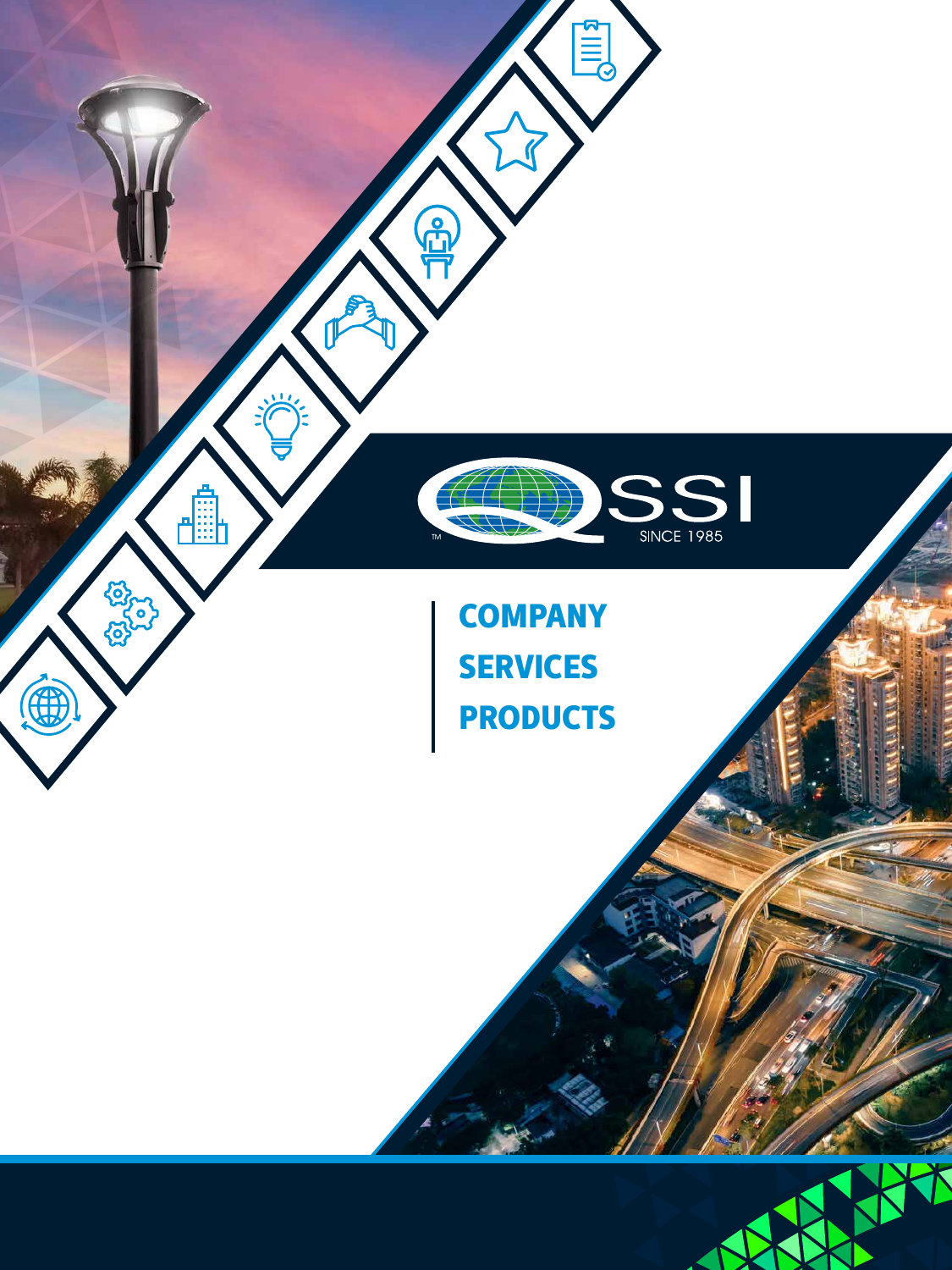# QSSI

™ SINCE 1985

**COMPANY**

**SERVICES**

**PRODUCTS**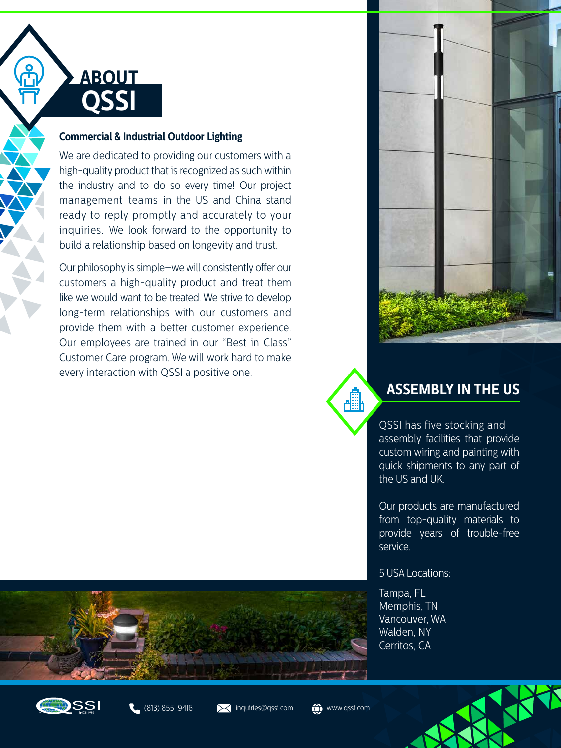# ABOUT QSSI

### Commercial & Industrial Outdoor Lighting

We are dedicated to providing our customers with a high-quality product that is recognized as such within the industry and to do so every time! Our project management teams in the US and China stand ready to reply promptly and accurately to your inquiries. We look forward to the opportunity to build a relationship based on longevity and trust.

Our philosophy is simple—we will consistently offer our customers a high-quality product and treat them like we would want to be treated. We strive to develop long-term relationships with our customers and provide them with a better customer experience. Our employees are trained in our "Best in Class" Customer Care program. We will work hard to make every interaction with QSSI a positive one.

## ASSEMBLY IN THE US

QSSI has five stocking and assembly facilities that provide custom wiring and painting with quick shipments to any part of the US and UK.

Our products are manufactured from top-quality materials to provide years of trouble-free service.

5 USA Locations:

Tampa, FL
Memphis, TN
Vancouver, WA
Walden, NY
Cerritos, CA

(813) 855-9416 inquiries@qssi.com www.qssi.com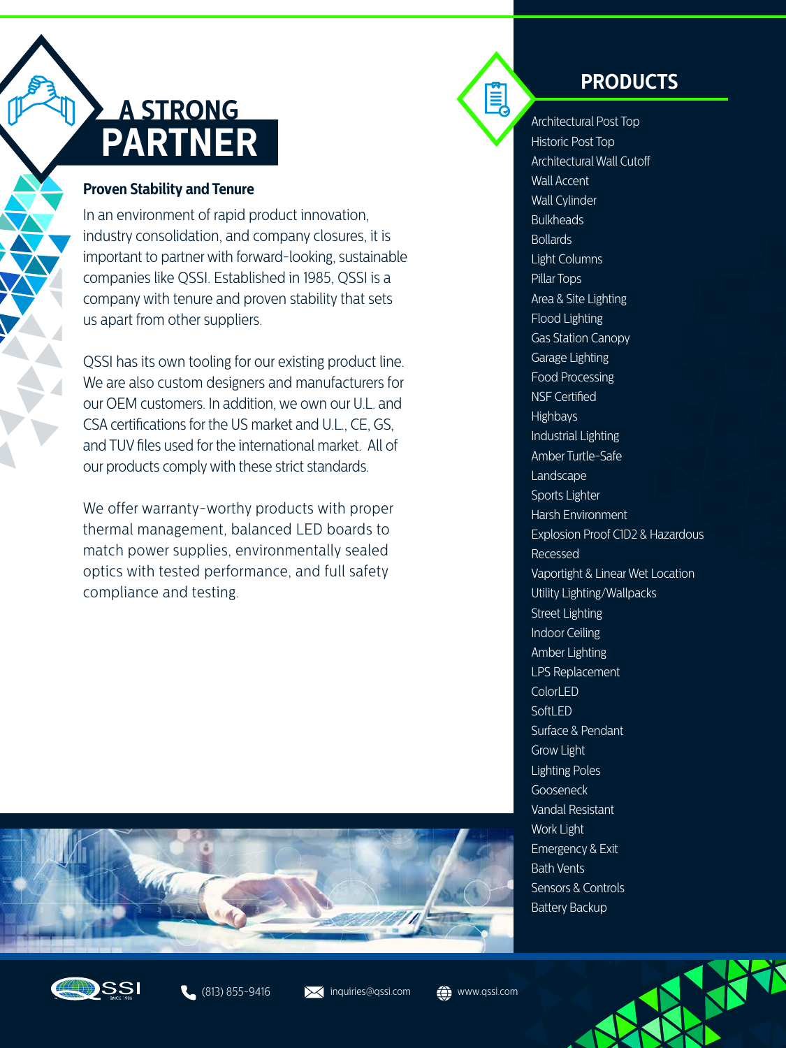# A STRONG PARTNER

### Proven Stability and Tenure

In an environment of rapid product innovation, industry consolidation, and company closures, it is important to partner with forward-looking, sustainable companies like QSSI. Established in 1985, QSSI is a company with tenure and proven stability that sets us apart from other suppliers.

QSSI has its own tooling for our existing product line. We are also custom designers and manufacturers for our OEM customers. In addition, we own our U.L. and CSA certifications for the US market and U.L., CE, GS, and TUV files used for the international market. All of our products comply with these strict standards.

We offer warranty-worthy products with proper thermal management, balanced LED boards to match power supplies, environmentally sealed optics with tested performance, and full safety compliance and testing.

## PRODUCTS

- Architectural Post Top
- Historic Post Top
- Architectural Wall Cutoff
- Wall Accent
- Wall Cylinder
- Bulkheads
- Bollards
- Light Columns
- Pillar Tops
- Area & Site Lighting
- Flood Lighting
- Gas Station Canopy
- Garage Lighting
- Food Processing
- NSF Certified
- Highbays
- Industrial Lighting
- Amber Turtle-Safe
- Landscape
- Sports Lighter
- Harsh Environment
- Explosion Proof C1D2 & Hazardous
- Recessed
- Vaportight & Linear Wet Location
- Utility Lighting/Wallpacks
- Street Lighting
- Indoor Ceiling
- Amber Lighting
- LPS Replacement
- ColorLED
- SoftLED
- Surface & Pendant
- Grow Light
- Lighting Poles
- Gooseneck
- Vandal Resistant
- Work Light
- Emergency & Exit
- Bath Vents
- Sensors & Controls
- Battery Backup

QSSI | (813) 855-9416 | inquiries@qssi.com | www.qssi.com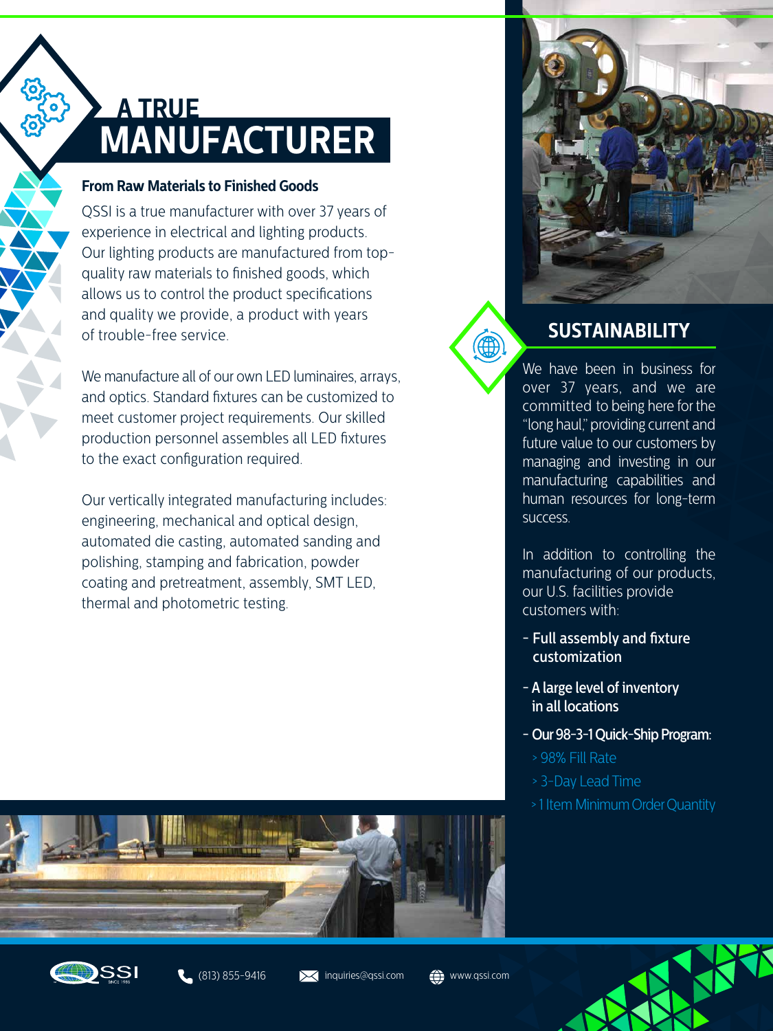# A TRUE MANUFACTURER

### From Raw Materials to Finished Goods

QSSI is a true manufacturer with over 37 years of experience in electrical and lighting products. Our lighting products are manufactured from top-quality raw materials to finished goods, which allows us to control the product specifications and quality we provide, a product with years of trouble-free service.

We manufacture all of our own LED luminaires, arrays, and optics. Standard fixtures can be customized to meet customer project requirements. Our skilled production personnel assembles all LED fixtures to the exact configuration required.

Our vertically integrated manufacturing includes: engineering, mechanical and optical design, automated die casting, automated sanding and polishing, stamping and fabrication, powder coating and pretreatment, assembly, SMT LED, thermal and photometric testing.

## SUSTAINABILITY

We have been in business for over 37 years, and we are committed to being here for the "long haul," providing current and future value to our customers by managing and investing in our manufacturing capabilities and human resources for long-term success.

In addition to controlling the manufacturing of our products, our U.S. facilities provide customers with:

- **Full assembly and fixture customization**
- **A large level of inventory in all locations**
- **Our 98-3-1 Quick-Ship Program:**
  - > 98% Fill Rate
  - > 3-Day Lead Time
  - > 1 Item Minimum Order Quantity

(813) 855-9416 inquiries@qssi.com www.qssi.com